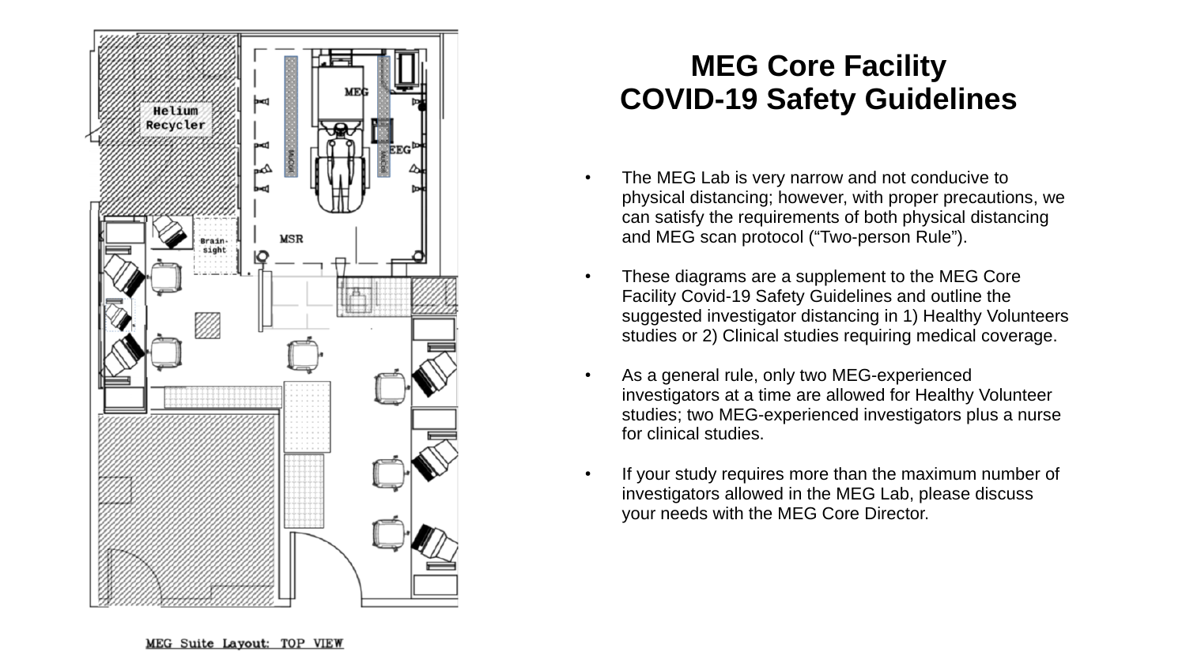# MEG Core Facility COVID-19 Safety Guidelines

- The MEG Lab is very narrow and not conducive to physical distancing; however, with proper precautions, we can satisfy the requirements of both physical distancing and MEG scan protocol ("Two-person Rule").
- These diagrams are a supplement to the MEG Core Facility Covid-19 Safety Guidelines and outline the suggested investigator distancing in 1) Healthy Volunteers studies or 2) Clinical studies requiring medical coverage.
- As a general rule, only two MEG-experienced investigators at a time are allowed for Healthy Volunteer studies; two MEG-experienced investigators plus a nurse for clinical studies.
- If your study requires more than the maximum number of investigators allowed in the MEG Lab, please discuss your needs with the MEG Core Director.

MEG Suite Layout: TOP VIEW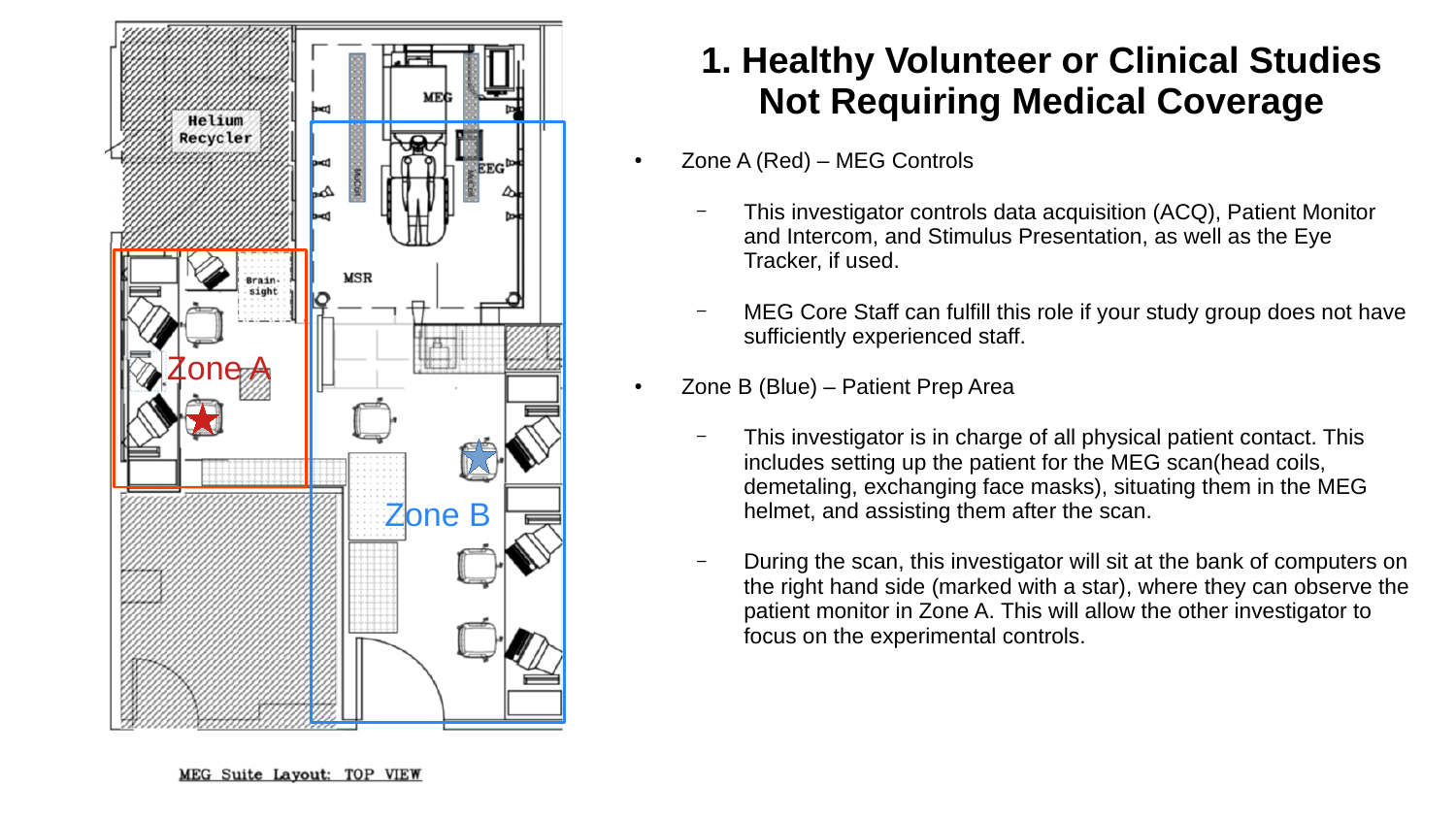# 1. Healthy Volunteer or Clinical Studies Not Requiring Medical Coverage

- Zone A (Red) – MEG Controls
  - This investigator controls data acquisition (ACQ), Patient Monitor and Intercom, and Stimulus Presentation, as well as the Eye Tracker, if used.
  - MEG Core Staff can fulfill this role if your study group does not have sufficiently experienced staff.
- Zone B (Blue) – Patient Prep Area
  - This investigator is in charge of all physical patient contact. This includes setting up the patient for the MEG scan(head coils, demetaling, exchanging face masks), situating them in the MEG helmet, and assisting them after the scan.
  - During the scan, this investigator will sit at the bank of computers on the right hand side (marked with a star), where they can observe the patient monitor in Zone A. This will allow the other investigator to focus on the experimental controls.

MEG Suite Layout: TOP VIEW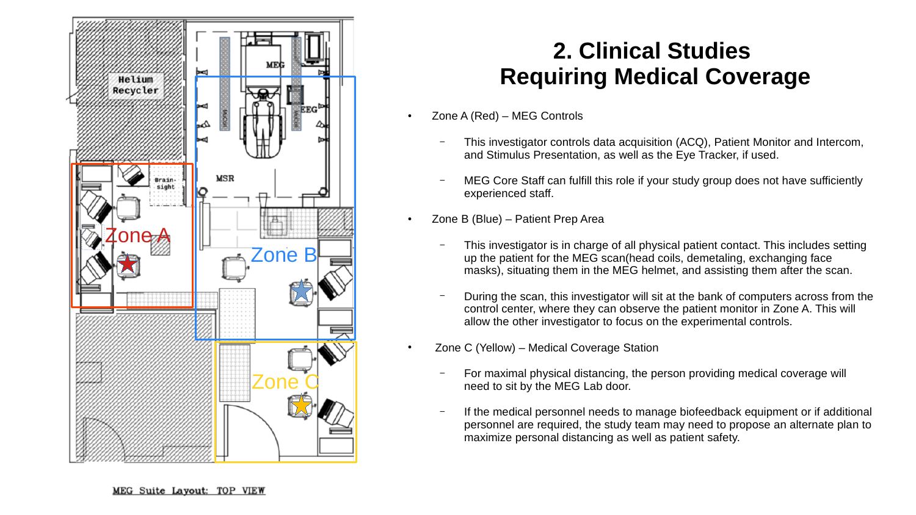Helium Recycler

MEG

EEG

MSR

Brain-sight

Zone A

Zone B

Zone C

MEG Suite Layout: TOP VIEW

# 2. Clinical Studies Requiring Medical Coverage

- Zone A (Red) – MEG Controls
  - This investigator controls data acquisition (ACQ), Patient Monitor and Intercom, and Stimulus Presentation, as well as the Eye Tracker, if used.
  - MEG Core Staff can fulfill this role if your study group does not have sufficiently experienced staff.
- Zone B (Blue) – Patient Prep Area
  - This investigator is in charge of all physical patient contact. This includes setting up the patient for the MEG scan(head coils, demetaling, exchanging face masks), situating them in the MEG helmet, and assisting them after the scan.
  - During the scan, this investigator will sit at the bank of computers across from the control center, where they can observe the patient monitor in Zone A. This will allow the other investigator to focus on the experimental controls.
- Zone C (Yellow) – Medical Coverage Station
  - For maximal physical distancing, the person providing medical coverage will need to sit by the MEG Lab door.
  - If the medical personnel needs to manage biofeedback equipment or if additional personnel are required, the study team may need to propose an alternate plan to maximize personal distancing as well as patient safety.